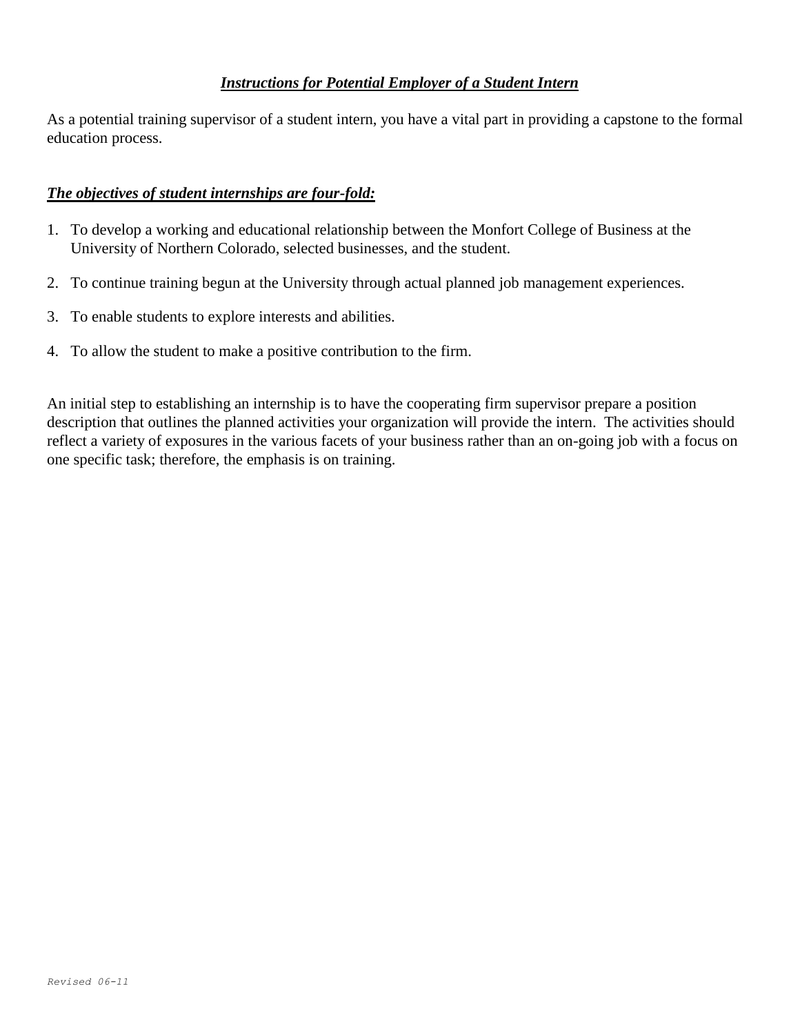## ***Instructions for Potential Employer of a Student Intern***

As a potential training supervisor of a student intern, you have a vital part in providing a capstone to the formal education process.

***The objectives of student internships are four-fold:***

1. To develop a working and educational relationship between the Monfort College of Business at the University of Northern Colorado, selected businesses, and the student.
2. To continue training begun at the University through actual planned job management experiences.
3. To enable students to explore interests and abilities.
4. To allow the student to make a positive contribution to the firm.

An initial step to establishing an internship is to have the cooperating firm supervisor prepare a position description that outlines the planned activities your organization will provide the intern. The activities should reflect a variety of exposures in the various facets of your business rather than an on-going job with a focus on one specific task; therefore, the emphasis is on training.

*Revised 06-11*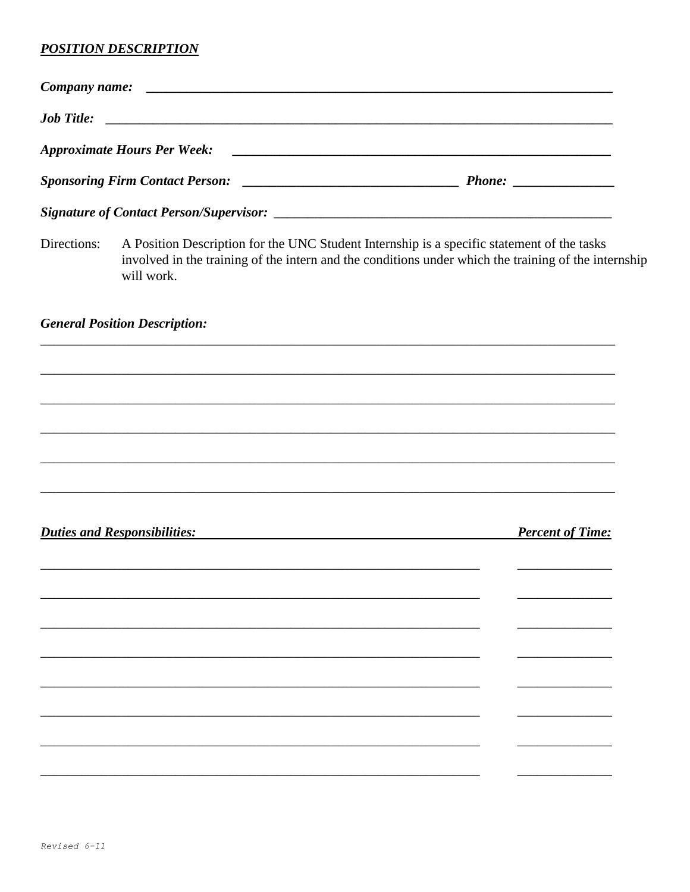## ***POSITION DESCRIPTION***

***Company name:*** ______________________________________________________________________

***Job Title:*** _________________________________________________________________________

***Approximate Hours Per Week:*** ________________________________________________________

***Sponsoring Firm Contact Person:*** ______________________________ ***Phone:*** ______________

***Signature of Contact Person/Supervisor:*** _______________________________________________

Directions: A Position Description for the UNC Student Internship is a specific statement of the tasks involved in the training of the intern and the conditions under which the training of the internship will work.

***General Position Description:***

______________________________________________________________________________________

______________________________________________________________________________________

______________________________________________________________________________________

______________________________________________________________________________________

______________________________________________________________________________________

______________________________________________________________________________________

| ***Duties and Responsibilities:*** | ***Percent of Time:*** |
|---|---|
| ____________________________________________________________ | ______________ |
| ____________________________________________________________ | ______________ |
| ____________________________________________________________ | ______________ |
| ____________________________________________________________ | ______________ |
| ____________________________________________________________ | ______________ |
| ____________________________________________________________ | ______________ |
| ____________________________________________________________ | ______________ |
| ____________________________________________________________ | ______________ |

Revised 6-11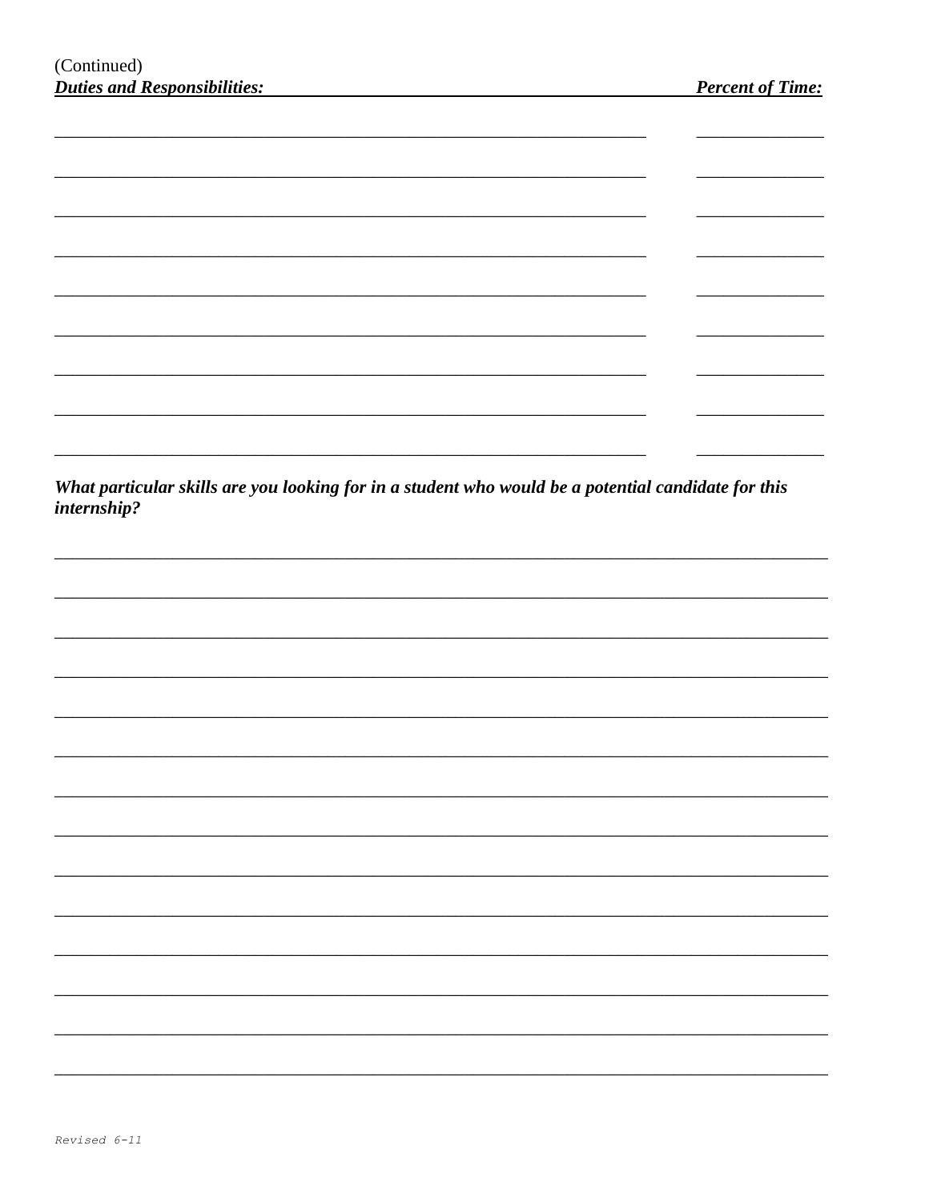(Continued)

***Duties and Responsibilities:*** ***Percent of Time:***

| Duties and Responsibilities | Percent of Time |
| --- | --- |
| | |
| | |
| | |
| | |
| | |
| | |
| | |
| | |
| | |

***What particular skills are you looking for in a student who would be a potential candidate for this internship?***

_______________________________________________________________________________

_______________________________________________________________________________

_______________________________________________________________________________

_______________________________________________________________________________

_______________________________________________________________________________

_______________________________________________________________________________

_______________________________________________________________________________

_______________________________________________________________________________

_______________________________________________________________________________

_______________________________________________________________________________

_______________________________________________________________________________

_______________________________________________________________________________

_______________________________________________________________________________

_______________________________________________________________________________

Revised 6-11